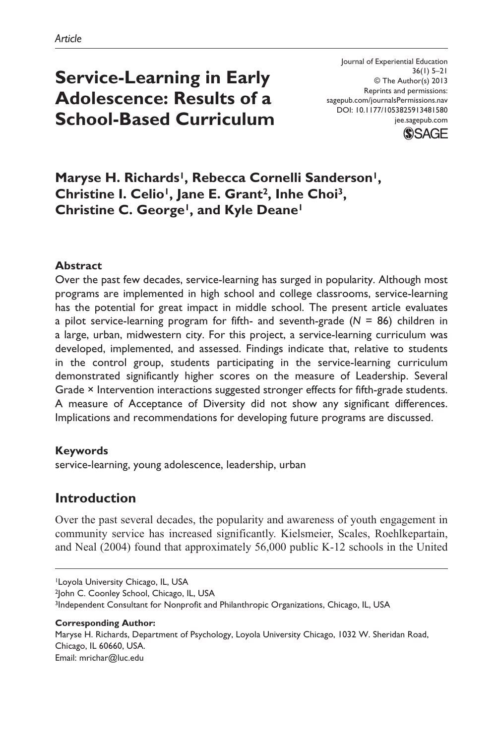*Article*

# Service-Learning in Early Adolescence: Results of a School-Based Curriculum

Journal of Experiential Education
36(1) 5–21
© The Author(s) 2013
Reprints and permissions:
sagepub.com/journalsPermissions.nav
DOI: 10.1177/1053825913481580
jee.sagepub.com

**Maryse H. Richards[1], Rebecca Cornelli Sanderson[1], Christine I. Celio[1], Jane E. Grant[2], Inhe Choi[3], Christine C. George[1], and Kyle Deane[1]**

### Abstract

Over the past few decades, service-learning has surged in popularity. Although most programs are implemented in high school and college classrooms, service-learning has the potential for great impact in middle school. The present article evaluates a pilot service-learning program for fifth- and seventh-grade ($N$ = 86) children in a large, urban, midwestern city. For this project, a service-learning curriculum was developed, implemented, and assessed. Findings indicate that, relative to students in the control group, students participating in the service-learning curriculum demonstrated significantly higher scores on the measure of Leadership. Several Grade × Intervention interactions suggested stronger effects for fifth-grade students. A measure of Acceptance of Diversity did not show any significant differences. Implications and recommendations for developing future programs are discussed.

### Keywords

service-learning, young adolescence, leadership, urban

## Introduction

Over the past several decades, the popularity and awareness of youth engagement in community service has increased significantly. Kielsmeier, Scales, Roehlkepartain, and Neal (2004) found that approximately 56,000 public K-12 schools in the United

[1]Loyola University Chicago, IL, USA
[2]John C. Coonley School, Chicago, IL, USA
[3]Independent Consultant for Nonprofit and Philanthropic Organizations, Chicago, IL, USA

**Corresponding Author:**
Maryse H. Richards, Department of Psychology, Loyola University Chicago, 1032 W. Sheridan Road, Chicago, IL 60660, USA.
Email: mrichar@luc.edu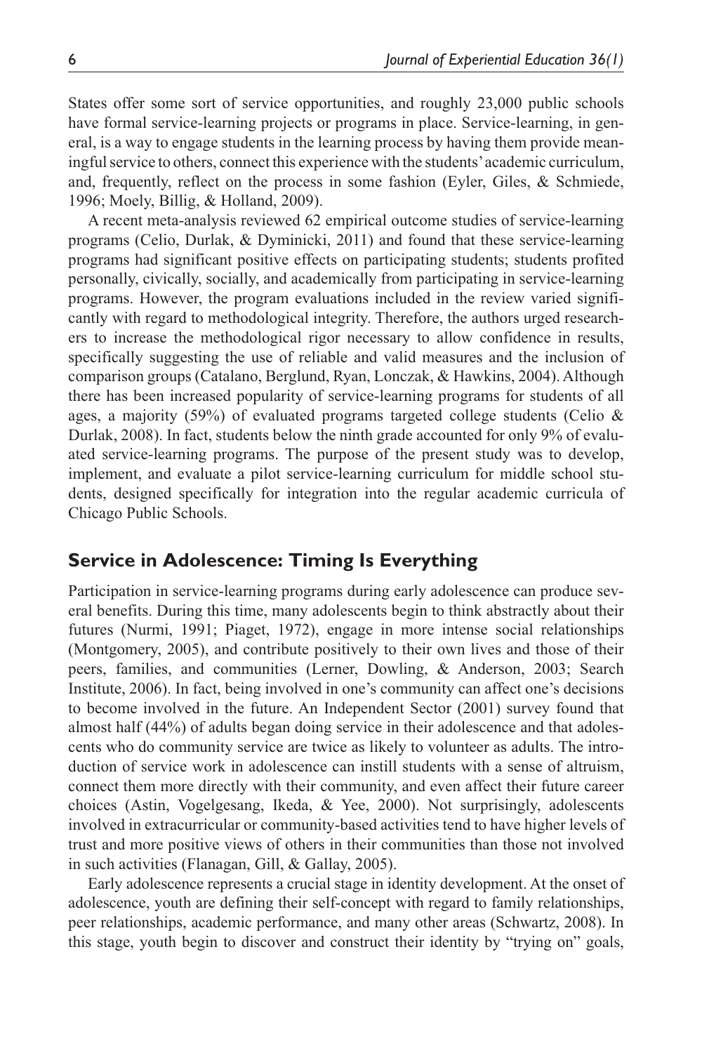States offer some sort of service opportunities, and roughly 23,000 public schools have formal service-learning projects or programs in place. Service-learning, in general, is a way to engage students in the learning process by having them provide meaningful service to others, connect this experience with the students' academic curriculum, and, frequently, reflect on the process in some fashion (Eyler, Giles, & Schmiede, 1996; Moely, Billig, & Holland, 2009).

A recent meta-analysis reviewed 62 empirical outcome studies of service-learning programs (Celio, Durlak, & Dyminicki, 2011) and found that these service-learning programs had significant positive effects on participating students; students profited personally, civically, socially, and academically from participating in service-learning programs. However, the program evaluations included in the review varied significantly with regard to methodological integrity. Therefore, the authors urged researchers to increase the methodological rigor necessary to allow confidence in results, specifically suggesting the use of reliable and valid measures and the inclusion of comparison groups (Catalano, Berglund, Ryan, Lonczak, & Hawkins, 2004). Although there has been increased popularity of service-learning programs for students of all ages, a majority (59%) of evaluated programs targeted college students (Celio & Durlak, 2008). In fact, students below the ninth grade accounted for only 9% of evaluated service-learning programs. The purpose of the present study was to develop, implement, and evaluate a pilot service-learning curriculum for middle school students, designed specifically for integration into the regular academic curricula of Chicago Public Schools.

## Service in Adolescence: Timing Is Everything

Participation in service-learning programs during early adolescence can produce several benefits. During this time, many adolescents begin to think abstractly about their futures (Nurmi, 1991; Piaget, 1972), engage in more intense social relationships (Montgomery, 2005), and contribute positively to their own lives and those of their peers, families, and communities (Lerner, Dowling, & Anderson, 2003; Search Institute, 2006). In fact, being involved in one's community can affect one's decisions to become involved in the future. An Independent Sector (2001) survey found that almost half (44%) of adults began doing service in their adolescence and that adolescents who do community service are twice as likely to volunteer as adults. The introduction of service work in adolescence can instill students with a sense of altruism, connect them more directly with their community, and even affect their future career choices (Astin, Vogelgesang, Ikeda, & Yee, 2000). Not surprisingly, adolescents involved in extracurricular or community-based activities tend to have higher levels of trust and more positive views of others in their communities than those not involved in such activities (Flanagan, Gill, & Gallay, 2005).

Early adolescence represents a crucial stage in identity development. At the onset of adolescence, youth are defining their self-concept with regard to family relationships, peer relationships, academic performance, and many other areas (Schwartz, 2008). In this stage, youth begin to discover and construct their identity by "trying on" goals,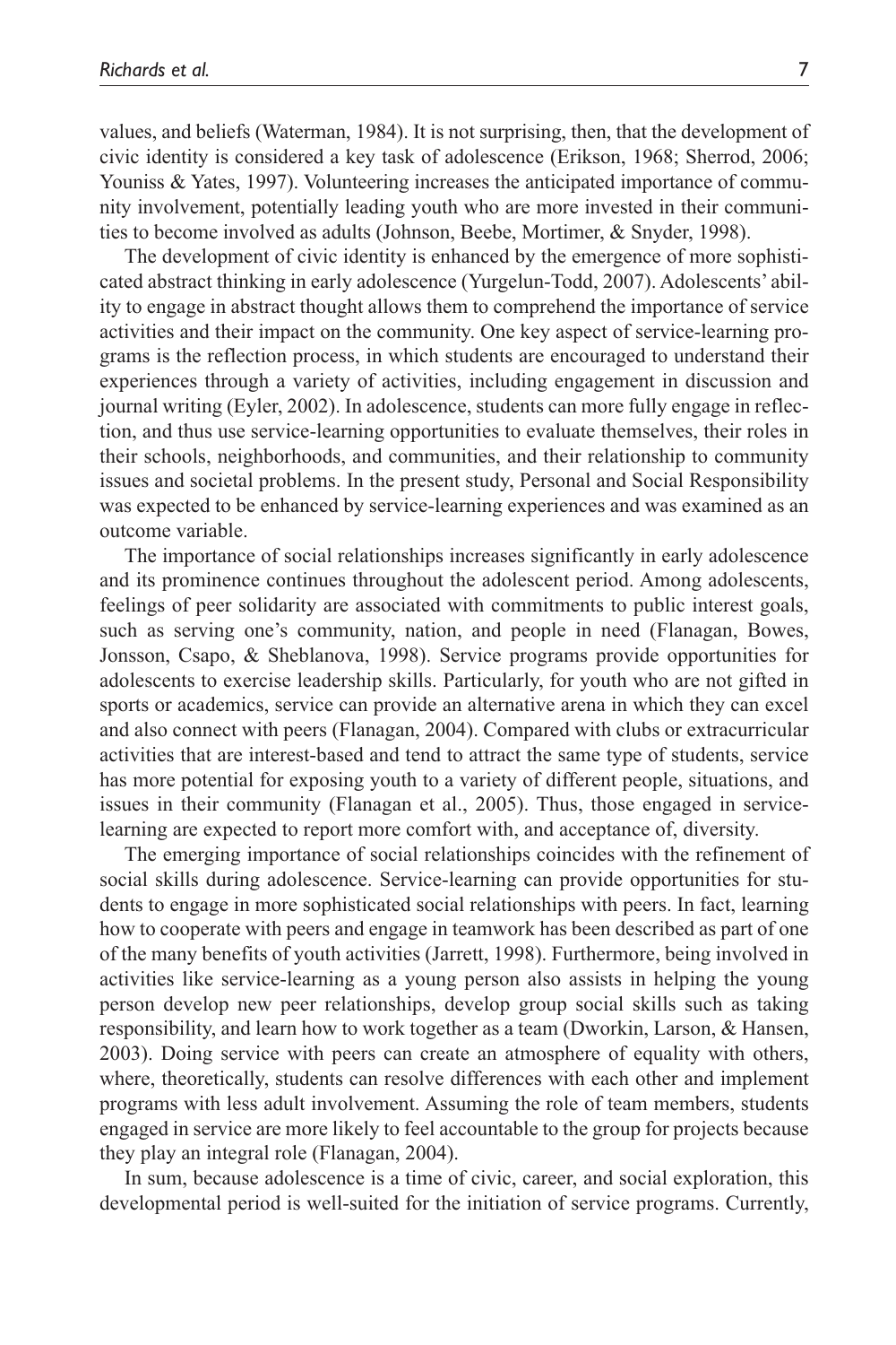values, and beliefs (Waterman, 1984). It is not surprising, then, that the development of civic identity is considered a key task of adolescence (Erikson, 1968; Sherrod, 2006; Youniss & Yates, 1997). Volunteering increases the anticipated importance of community involvement, potentially leading youth who are more invested in their communities to become involved as adults (Johnson, Beebe, Mortimer, & Snyder, 1998).

The development of civic identity is enhanced by the emergence of more sophisticated abstract thinking in early adolescence (Yurgelun-Todd, 2007). Adolescents' ability to engage in abstract thought allows them to comprehend the importance of service activities and their impact on the community. One key aspect of service-learning programs is the reflection process, in which students are encouraged to understand their experiences through a variety of activities, including engagement in discussion and journal writing (Eyler, 2002). In adolescence, students can more fully engage in reflection, and thus use service-learning opportunities to evaluate themselves, their roles in their schools, neighborhoods, and communities, and their relationship to community issues and societal problems. In the present study, Personal and Social Responsibility was expected to be enhanced by service-learning experiences and was examined as an outcome variable.

The importance of social relationships increases significantly in early adolescence and its prominence continues throughout the adolescent period. Among adolescents, feelings of peer solidarity are associated with commitments to public interest goals, such as serving one's community, nation, and people in need (Flanagan, Bowes, Jonsson, Csapo, & Sheblanova, 1998). Service programs provide opportunities for adolescents to exercise leadership skills. Particularly, for youth who are not gifted in sports or academics, service can provide an alternative arena in which they can excel and also connect with peers (Flanagan, 2004). Compared with clubs or extracurricular activities that are interest-based and tend to attract the same type of students, service has more potential for exposing youth to a variety of different people, situations, and issues in their community (Flanagan et al., 2005). Thus, those engaged in service-learning are expected to report more comfort with, and acceptance of, diversity.

The emerging importance of social relationships coincides with the refinement of social skills during adolescence. Service-learning can provide opportunities for students to engage in more sophisticated social relationships with peers. In fact, learning how to cooperate with peers and engage in teamwork has been described as part of one of the many benefits of youth activities (Jarrett, 1998). Furthermore, being involved in activities like service-learning as a young person also assists in helping the young person develop new peer relationships, develop group social skills such as taking responsibility, and learn how to work together as a team (Dworkin, Larson, & Hansen, 2003). Doing service with peers can create an atmosphere of equality with others, where, theoretically, students can resolve differences with each other and implement programs with less adult involvement. Assuming the role of team members, students engaged in service are more likely to feel accountable to the group for projects because they play an integral role (Flanagan, 2004).

In sum, because adolescence is a time of civic, career, and social exploration, this developmental period is well-suited for the initiation of service programs. Currently,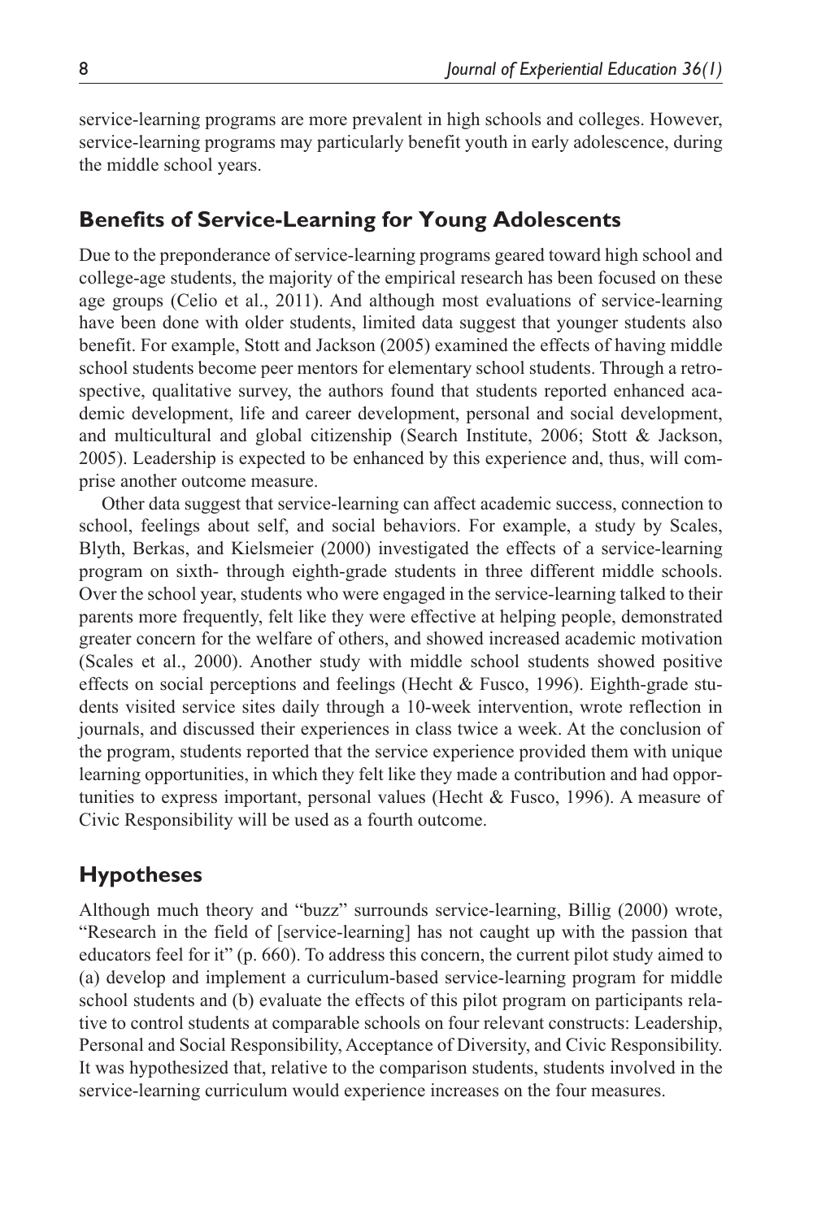service-learning programs are more prevalent in high schools and colleges. However, service-learning programs may particularly benefit youth in early adolescence, during the middle school years.

## Benefits of Service-Learning for Young Adolescents

Due to the preponderance of service-learning programs geared toward high school and college-age students, the majority of the empirical research has been focused on these age groups (Celio et al., 2011). And although most evaluations of service-learning have been done with older students, limited data suggest that younger students also benefit. For example, Stott and Jackson (2005) examined the effects of having middle school students become peer mentors for elementary school students. Through a retrospective, qualitative survey, the authors found that students reported enhanced academic development, life and career development, personal and social development, and multicultural and global citizenship (Search Institute, 2006; Stott & Jackson, 2005). Leadership is expected to be enhanced by this experience and, thus, will comprise another outcome measure.

Other data suggest that service-learning can affect academic success, connection to school, feelings about self, and social behaviors. For example, a study by Scales, Blyth, Berkas, and Kielsmeier (2000) investigated the effects of a service-learning program on sixth- through eighth-grade students in three different middle schools. Over the school year, students who were engaged in the service-learning talked to their parents more frequently, felt like they were effective at helping people, demonstrated greater concern for the welfare of others, and showed increased academic motivation (Scales et al., 2000). Another study with middle school students showed positive effects on social perceptions and feelings (Hecht & Fusco, 1996). Eighth-grade students visited service sites daily through a 10-week intervention, wrote reflection in journals, and discussed their experiences in class twice a week. At the conclusion of the program, students reported that the service experience provided them with unique learning opportunities, in which they felt like they made a contribution and had opportunities to express important, personal values (Hecht & Fusco, 1996). A measure of Civic Responsibility will be used as a fourth outcome.

## Hypotheses

Although much theory and "buzz" surrounds service-learning, Billig (2000) wrote, "Research in the field of [service-learning] has not caught up with the passion that educators feel for it" (p. 660). To address this concern, the current pilot study aimed to (a) develop and implement a curriculum-based service-learning program for middle school students and (b) evaluate the effects of this pilot program on participants relative to control students at comparable schools on four relevant constructs: Leadership, Personal and Social Responsibility, Acceptance of Diversity, and Civic Responsibility. It was hypothesized that, relative to the comparison students, students involved in the service-learning curriculum would experience increases on the four measures.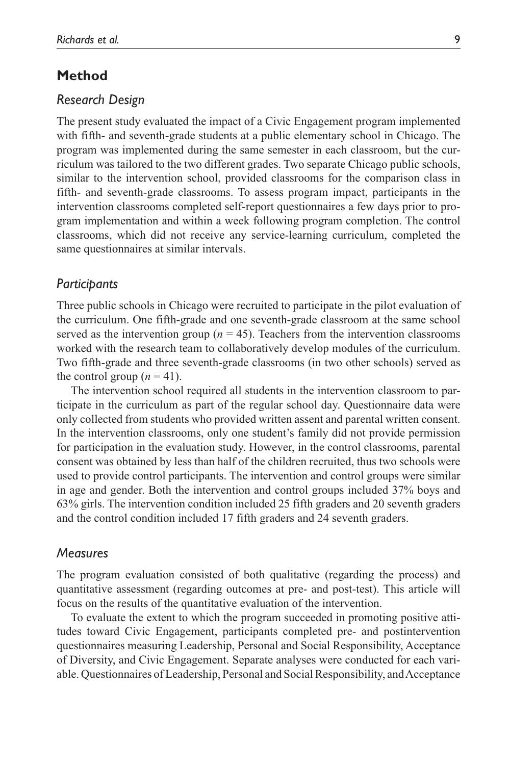## Method

### *Research Design*

The present study evaluated the impact of a Civic Engagement program implemented with fifth- and seventh-grade students at a public elementary school in Chicago. The program was implemented during the same semester in each classroom, but the curriculum was tailored to the two different grades. Two separate Chicago public schools, similar to the intervention school, provided classrooms for the comparison class in fifth- and seventh-grade classrooms. To assess program impact, participants in the intervention classrooms completed self-report questionnaires a few days prior to program implementation and within a week following program completion. The control classrooms, which did not receive any service-learning curriculum, completed the same questionnaires at similar intervals.

### *Participants*

Three public schools in Chicago were recruited to participate in the pilot evaluation of the curriculum. One fifth-grade and one seventh-grade classroom at the same school served as the intervention group ($n = 45$). Teachers from the intervention classrooms worked with the research team to collaboratively develop modules of the curriculum. Two fifth-grade and three seventh-grade classrooms (in two other schools) served as the control group ($n = 41$).

The intervention school required all students in the intervention classroom to participate in the curriculum as part of the regular school day. Questionnaire data were only collected from students who provided written assent and parental written consent. In the intervention classrooms, only one student's family did not provide permission for participation in the evaluation study. However, in the control classrooms, parental consent was obtained by less than half of the children recruited, thus two schools were used to provide control participants. The intervention and control groups were similar in age and gender. Both the intervention and control groups included 37% boys and 63% girls. The intervention condition included 25 fifth graders and 20 seventh graders and the control condition included 17 fifth graders and 24 seventh graders.

### *Measures*

The program evaluation consisted of both qualitative (regarding the process) and quantitative assessment (regarding outcomes at pre- and post-test). This article will focus on the results of the quantitative evaluation of the intervention.

To evaluate the extent to which the program succeeded in promoting positive attitudes toward Civic Engagement, participants completed pre- and postintervention questionnaires measuring Leadership, Personal and Social Responsibility, Acceptance of Diversity, and Civic Engagement. Separate analyses were conducted for each variable. Questionnaires of Leadership, Personal and Social Responsibility, and Acceptance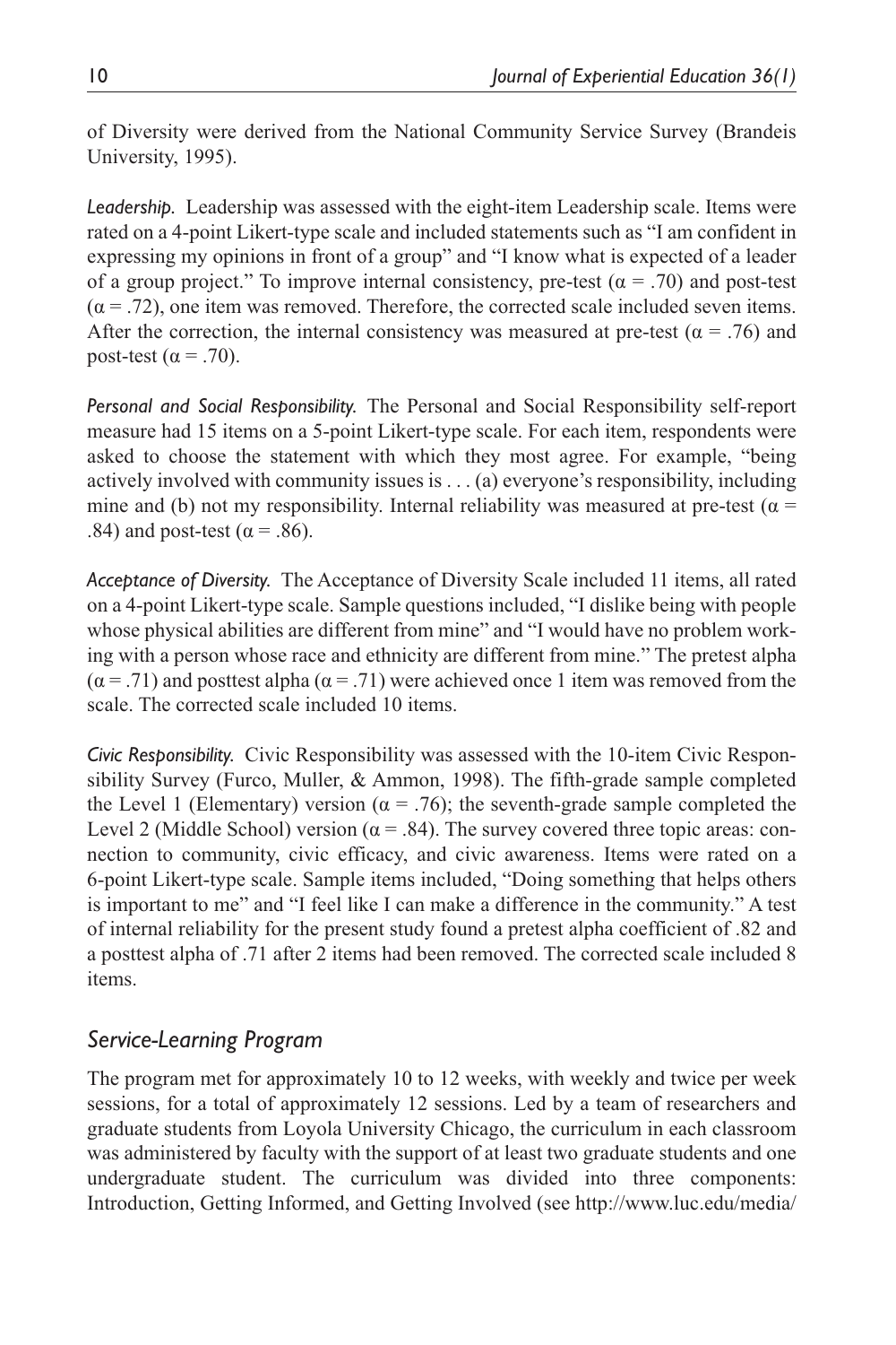of Diversity were derived from the National Community Service Survey (Brandeis University, 1995).

*Leadership.* Leadership was assessed with the eight-item Leadership scale. Items were rated on a 4-point Likert-type scale and included statements such as "I am confident in expressing my opinions in front of a group" and "I know what is expected of a leader of a group project." To improve internal consistency, pre-test ($\alpha = .70$) and post-test ($\alpha = .72$), one item was removed. Therefore, the corrected scale included seven items. After the correction, the internal consistency was measured at pre-test ($\alpha = .76$) and post-test ($\alpha = .70$).

*Personal and Social Responsibility.* The Personal and Social Responsibility self-report measure had 15 items on a 5-point Likert-type scale. For each item, respondents were asked to choose the statement with which they most agree. For example, "being actively involved with community issues is . . . (a) everyone's responsibility, including mine and (b) not my responsibility. Internal reliability was measured at pre-test ($\alpha = .84$) and post-test ($\alpha = .86$).

*Acceptance of Diversity.* The Acceptance of Diversity Scale included 11 items, all rated on a 4-point Likert-type scale. Sample questions included, "I dislike being with people whose physical abilities are different from mine" and "I would have no problem working with a person whose race and ethnicity are different from mine." The pretest alpha ($\alpha = .71$) and posttest alpha ($\alpha = .71$) were achieved once 1 item was removed from the scale. The corrected scale included 10 items.

*Civic Responsibility.* Civic Responsibility was assessed with the 10-item Civic Responsibility Survey (Furco, Muller, & Ammon, 1998). The fifth-grade sample completed the Level 1 (Elementary) version ($\alpha = .76$); the seventh-grade sample completed the Level 2 (Middle School) version ($\alpha = .84$). The survey covered three topic areas: connection to community, civic efficacy, and civic awareness. Items were rated on a 6-point Likert-type scale. Sample items included, "Doing something that helps others is important to me" and "I feel like I can make a difference in the community." A test of internal reliability for the present study found a pretest alpha coefficient of .82 and a posttest alpha of .71 after 2 items had been removed. The corrected scale included 8 items.

## *Service-Learning Program*

The program met for approximately 10 to 12 weeks, with weekly and twice per week sessions, for a total of approximately 12 sessions. Led by a team of researchers and graduate students from Loyola University Chicago, the curriculum in each classroom was administered by faculty with the support of at least two graduate students and one undergraduate student. The curriculum was divided into three components: Introduction, Getting Informed, and Getting Involved (see http://www.luc.edu/media/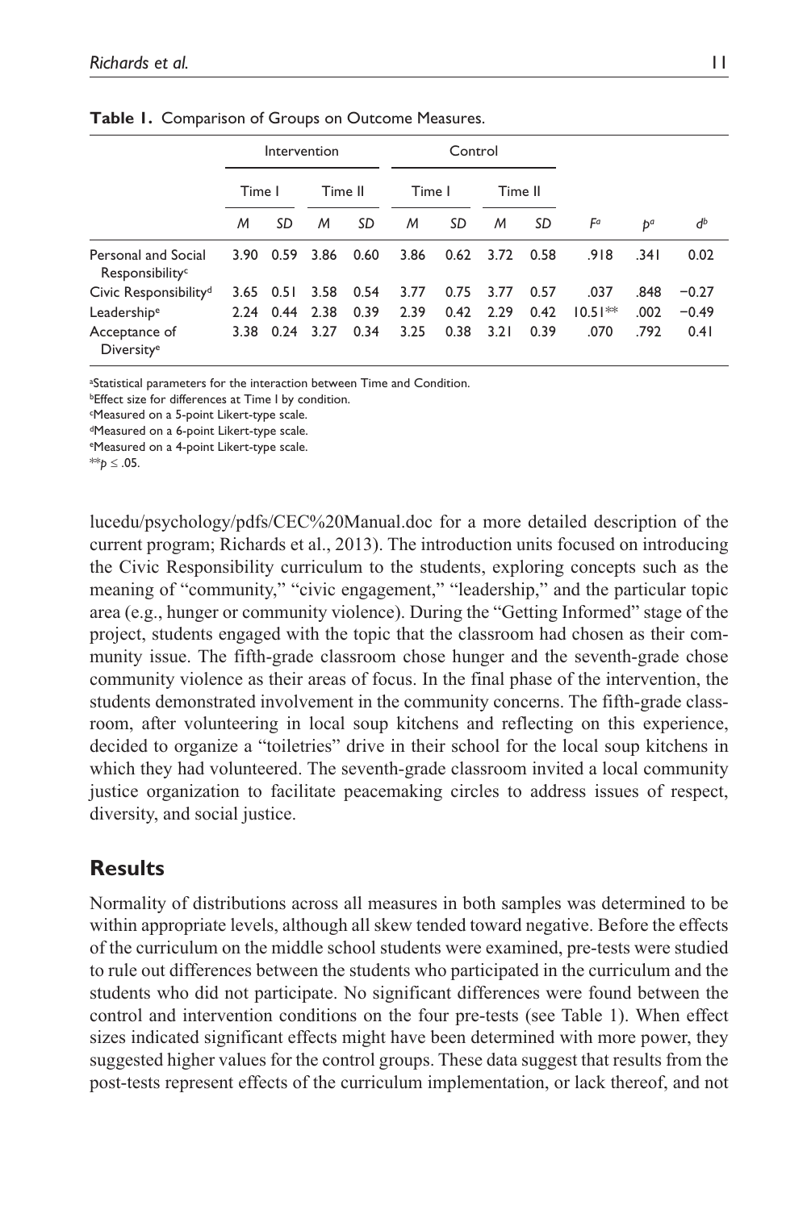**Table 1.** Comparison of Groups on Outcome Measures.

| | Intervention | | | | Control | | | | | | |
|---|---|---|---|---|---|---|---|---|---|---|---|
| | Time I | | Time II | | Time I | | Time II | | | | |
| | *M* | *SD* | *M* | *SD* | *M* | *SD* | *M* | *SD* | $F^{a}$ | $p^{a}$ | $d^{b}$ |
| Personal and Social Responsibility[c] | 3.90 | 0.59 | 3.86 | 0.60 | 3.86 | 0.62 | 3.72 | 0.58 | .918 | .341 | 0.02 |
| Civic Responsibility[d] | 3.65 | 0.51 | 3.58 | 0.54 | 3.77 | 0.75 | 3.77 | 0.57 | .037 | .848 | −0.27 |
| Leadership[e] | 2.24 | 0.44 | 2.38 | 0.39 | 2.39 | 0.42 | 2.29 | 0.42 | 10.51** | .002 | −0.49 |
| Acceptance of Diversity[e] | 3.38 | 0.24 | 3.27 | 0.34 | 3.25 | 0.38 | 3.21 | 0.39 | .070 | .792 | 0.41 |

[a]Statistical parameters for the interaction between Time and Condition.
[b]Effect size for differences at Time I by condition.
[c]Measured on a 5-point Likert-type scale.
[d]Measured on a 6-point Likert-type scale.
[e]Measured on a 4-point Likert-type scale.
**$p \leq .05$.

lucedu/psychology/pdfs/CEC%20Manual.doc for a more detailed description of the current program; Richards et al., 2013). The introduction units focused on introducing the Civic Responsibility curriculum to the students, exploring concepts such as the meaning of "community," "civic engagement," "leadership," and the particular topic area (e.g., hunger or community violence). During the "Getting Informed" stage of the project, students engaged with the topic that the classroom had chosen as their community issue. The fifth-grade classroom chose hunger and the seventh-grade chose community violence as their areas of focus. In the final phase of the intervention, the students demonstrated involvement in the community concerns. The fifth-grade classroom, after volunteering in local soup kitchens and reflecting on this experience, decided to organize a "toiletries" drive in their school for the local soup kitchens in which they had volunteered. The seventh-grade classroom invited a local community justice organization to facilitate peacemaking circles to address issues of respect, diversity, and social justice.

## Results

Normality of distributions across all measures in both samples was determined to be within appropriate levels, although all skew tended toward negative. Before the effects of the curriculum on the middle school students were examined, pre-tests were studied to rule out differences between the students who participated in the curriculum and the students who did not participate. No significant differences were found between the control and intervention conditions on the four pre-tests (see Table 1). When effect sizes indicated significant effects might have been determined with more power, they suggested higher values for the control groups. These data suggest that results from the post-tests represent effects of the curriculum implementation, or lack thereof, and not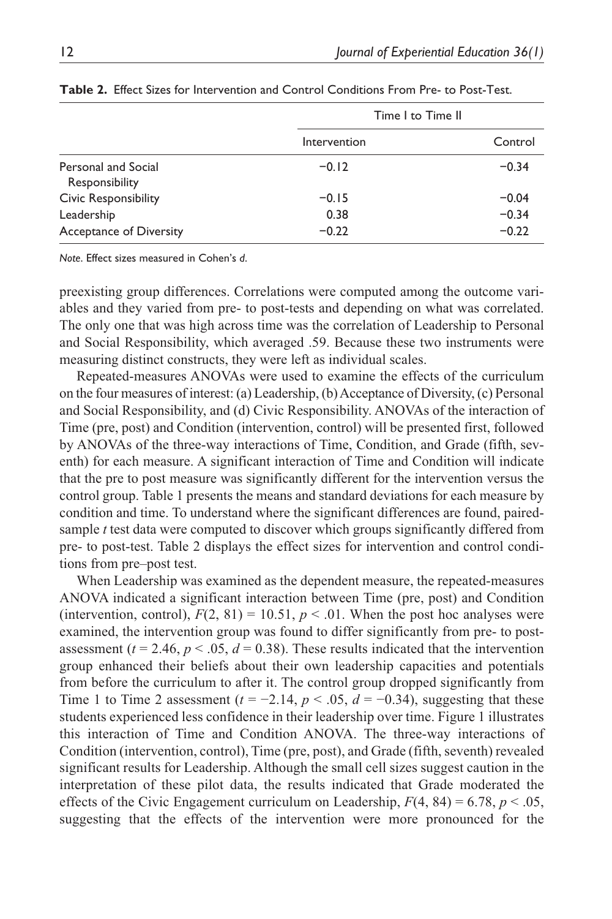**Table 2.** Effect Sizes for Intervention and Control Conditions From Pre- to Post-Test.

| | Time I to Time II | |
|---|---|---|
| | Intervention | Control |
| Personal and Social Responsibility | −0.12 | −0.34 |
| Civic Responsibility | −0.15 | −0.04 |
| Leadership | 0.38 | −0.34 |
| Acceptance of Diversity | −0.22 | −0.22 |

*Note*. Effect sizes measured in Cohen's *d*.

preexisting group differences. Correlations were computed among the outcome variables and they varied from pre- to post-tests and depending on what was correlated. The only one that was high across time was the correlation of Leadership to Personal and Social Responsibility, which averaged .59. Because these two instruments were measuring distinct constructs, they were left as individual scales.

Repeated-measures ANOVAs were used to examine the effects of the curriculum on the four measures of interest: (a) Leadership, (b) Acceptance of Diversity, (c) Personal and Social Responsibility, and (d) Civic Responsibility. ANOVAs of the interaction of Time (pre, post) and Condition (intervention, control) will be presented first, followed by ANOVAs of the three-way interactions of Time, Condition, and Grade (fifth, seventh) for each measure. A significant interaction of Time and Condition will indicate that the pre to post measure was significantly different for the intervention versus the control group. Table 1 presents the means and standard deviations for each measure by condition and time. To understand where the significant differences are found, paired-sample *t* test data were computed to discover which groups significantly differed from pre- to post-test. Table 2 displays the effect sizes for intervention and control conditions from pre–post test.

When Leadership was examined as the dependent measure, the repeated-measures ANOVA indicated a significant interaction between Time (pre, post) and Condition (intervention, control), $F(2, 81) = 10.51$, $p < .01$. When the post hoc analyses were examined, the intervention group was found to differ significantly from pre- to post-assessment ($t = 2.46$, $p < .05$, $d = 0.38$). These results indicated that the intervention group enhanced their beliefs about their own leadership capacities and potentials from before the curriculum to after it. The control group dropped significantly from Time 1 to Time 2 assessment ($t = -2.14$, $p < .05$, $d = -0.34$), suggesting that these students experienced less confidence in their leadership over time. Figure 1 illustrates this interaction of Time and Condition ANOVA. The three-way interactions of Condition (intervention, control), Time (pre, post), and Grade (fifth, seventh) revealed significant results for Leadership. Although the small cell sizes suggest caution in the interpretation of these pilot data, the results indicated that Grade moderated the effects of the Civic Engagement curriculum on Leadership, $F(4, 84) = 6.78$, $p < .05$, suggesting that the effects of the intervention were more pronounced for the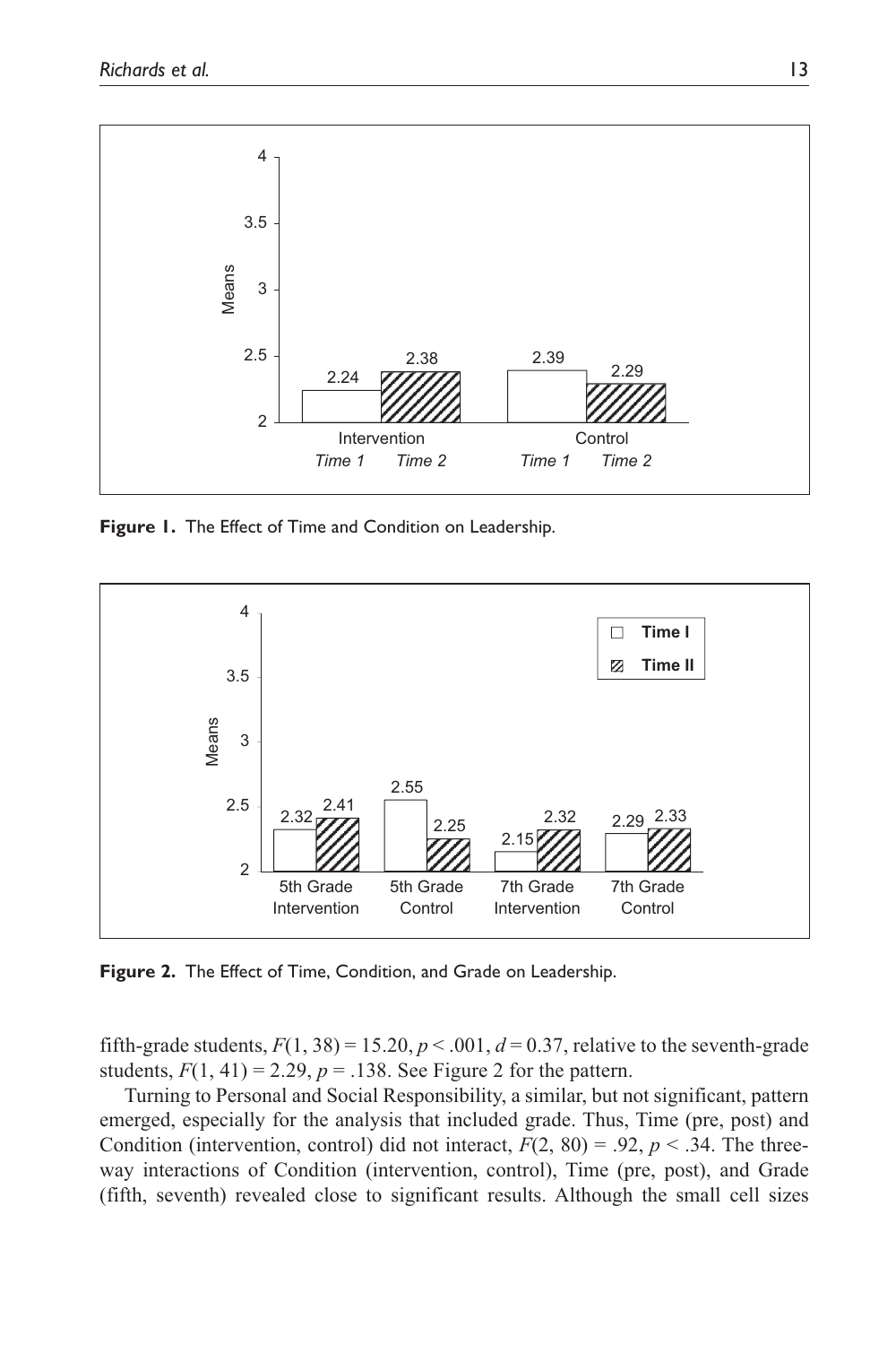Figure 1. The Effect of Time and Condition on Leadership.

Figure 2. The Effect of Time, Condition, and Grade on Leadership.

fifth-grade students, $F(1, 38) = 15.20$, $p < .001$, $d = 0.37$, relative to the seventh-grade students, $F(1, 41) = 2.29$, $p = .138$. See Figure 2 for the pattern.

Turning to Personal and Social Responsibility, a similar, but not significant, pattern emerged, especially for the analysis that included grade. Thus, Time (pre, post) and Condition (intervention, control) did not interact, $F(2, 80) = .92$, $p < .34$. The three-way interactions of Condition (intervention, control), Time (pre, post), and Grade (fifth, seventh) revealed close to significant results. Although the small cell sizes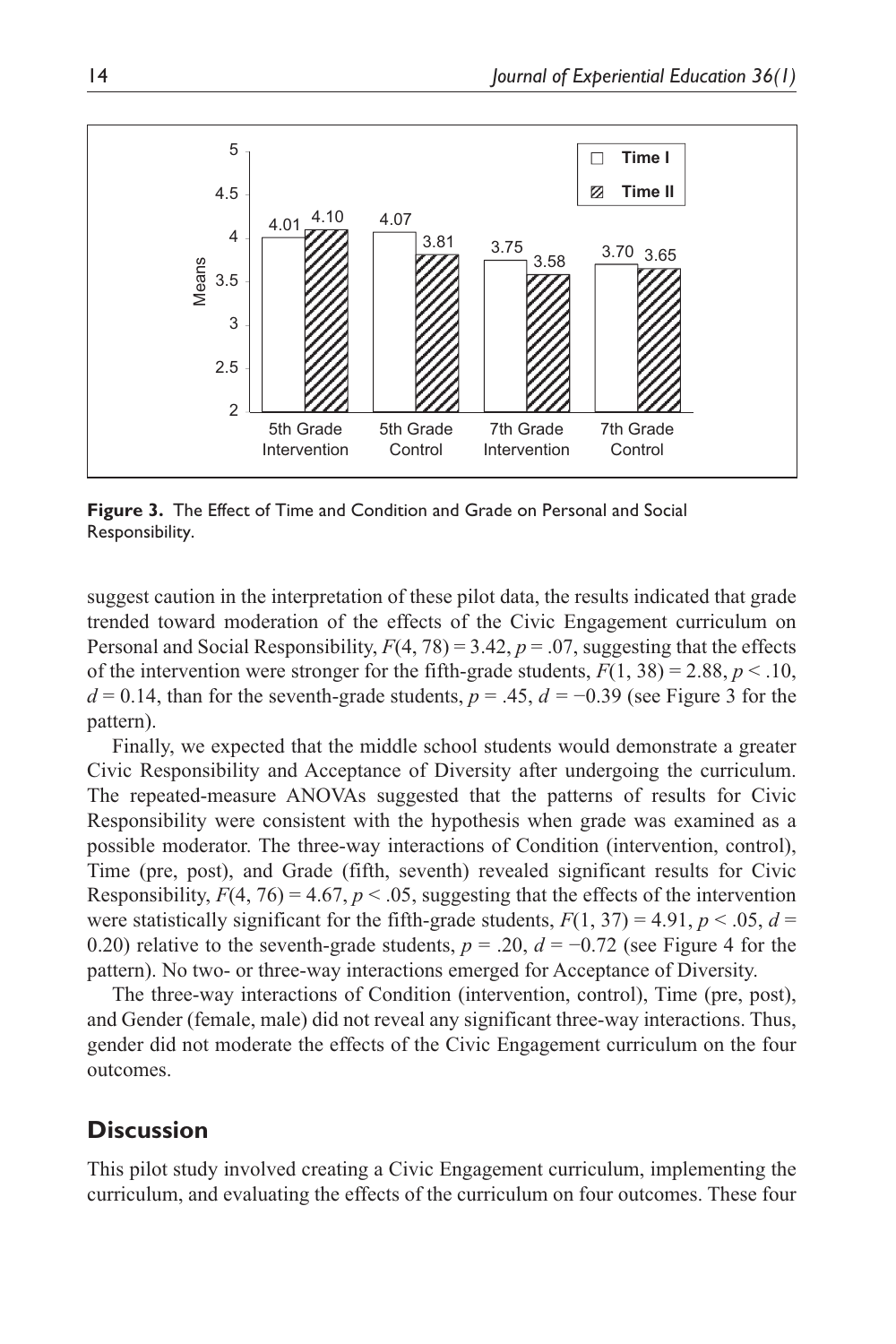**Figure 3.** The Effect of Time and Condition and Grade on Personal and Social Responsibility.

suggest caution in the interpretation of these pilot data, the results indicated that grade trended toward moderation of the effects of the Civic Engagement curriculum on Personal and Social Responsibility, $F(4, 78) = 3.42$, $p = .07$, suggesting that the effects of the intervention were stronger for the fifth-grade students, $F(1, 38) = 2.88$, $p < .10$, $d = 0.14$, than for the seventh-grade students, $p = .45$, $d = -0.39$ (see Figure 3 for the pattern).

Finally, we expected that the middle school students would demonstrate a greater Civic Responsibility and Acceptance of Diversity after undergoing the curriculum. The repeated-measure ANOVAs suggested that the patterns of results for Civic Responsibility were consistent with the hypothesis when grade was examined as a possible moderator. The three-way interactions of Condition (intervention, control), Time (pre, post), and Grade (fifth, seventh) revealed significant results for Civic Responsibility, $F(4, 76) = 4.67$, $p < .05$, suggesting that the effects of the intervention were statistically significant for the fifth-grade students, $F(1, 37) = 4.91$, $p < .05$, $d = 0.20$) relative to the seventh-grade students, $p = .20$, $d = -0.72$ (see Figure 4 for the pattern). No two- or three-way interactions emerged for Acceptance of Diversity.

The three-way interactions of Condition (intervention, control), Time (pre, post), and Gender (female, male) did not reveal any significant three-way interactions. Thus, gender did not moderate the effects of the Civic Engagement curriculum on the four outcomes.

## Discussion

This pilot study involved creating a Civic Engagement curriculum, implementing the curriculum, and evaluating the effects of the curriculum on four outcomes. These four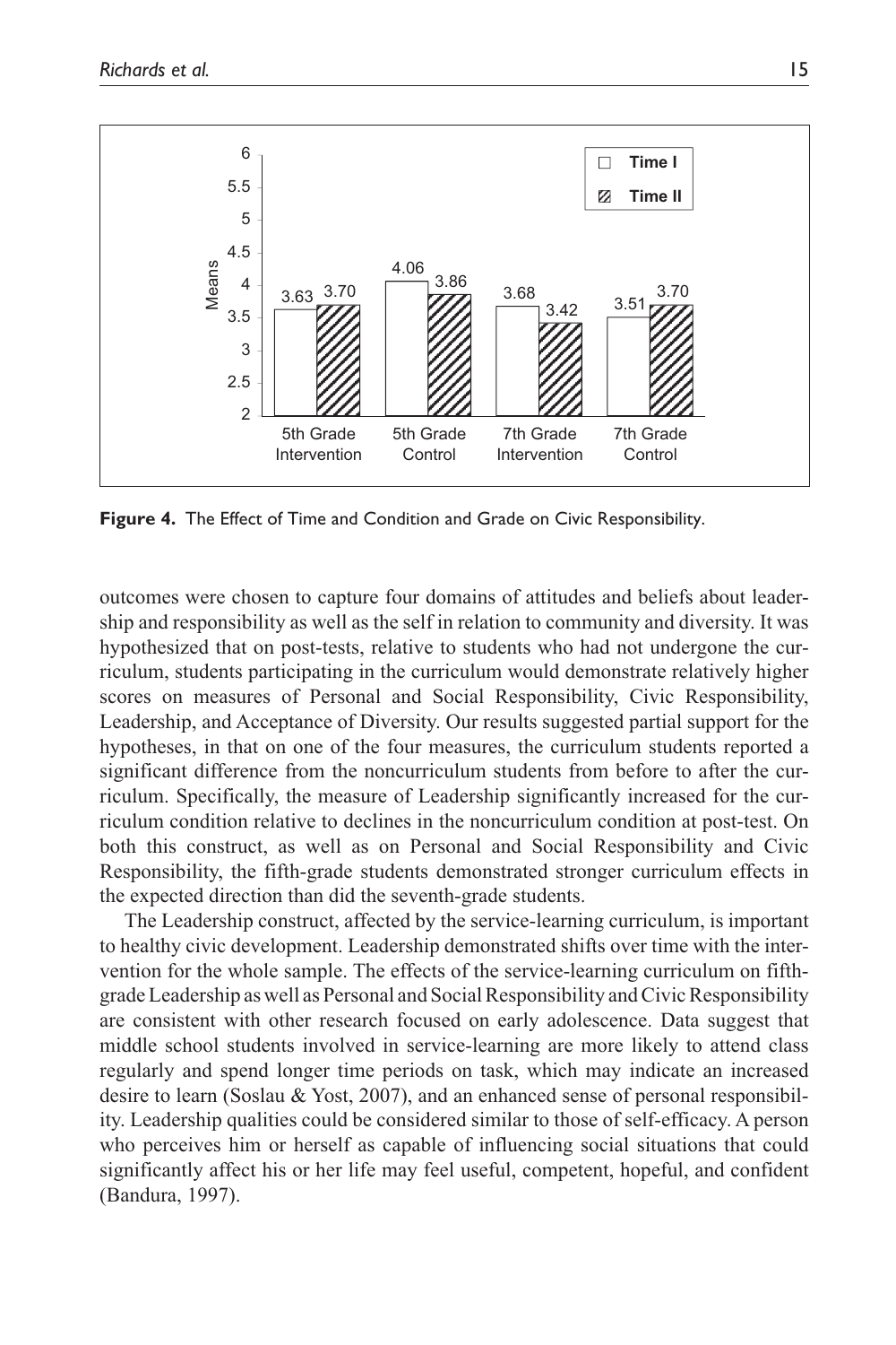**Figure 4.** The Effect of Time and Condition and Grade on Civic Responsibility.

outcomes were chosen to capture four domains of attitudes and beliefs about leadership and responsibility as well as the self in relation to community and diversity. It was hypothesized that on post-tests, relative to students who had not undergone the curriculum, students participating in the curriculum would demonstrate relatively higher scores on measures of Personal and Social Responsibility, Civic Responsibility, Leadership, and Acceptance of Diversity. Our results suggested partial support for the hypotheses, in that on one of the four measures, the curriculum students reported a significant difference from the noncurriculum students from before to after the curriculum. Specifically, the measure of Leadership significantly increased for the curriculum condition relative to declines in the noncurriculum condition at post-test. On both this construct, as well as on Personal and Social Responsibility and Civic Responsibility, the fifth-grade students demonstrated stronger curriculum effects in the expected direction than did the seventh-grade students.

The Leadership construct, affected by the service-learning curriculum, is important to healthy civic development. Leadership demonstrated shifts over time with the intervention for the whole sample. The effects of the service-learning curriculum on fifth-grade Leadership as well as Personal and Social Responsibility and Civic Responsibility are consistent with other research focused on early adolescence. Data suggest that middle school students involved in service-learning are more likely to attend class regularly and spend longer time periods on task, which may indicate an increased desire to learn (Soslau & Yost, 2007), and an enhanced sense of personal responsibility. Leadership qualities could be considered similar to those of self-efficacy. A person who perceives him or herself as capable of influencing social situations that could significantly affect his or her life may feel useful, competent, hopeful, and confident (Bandura, 1997).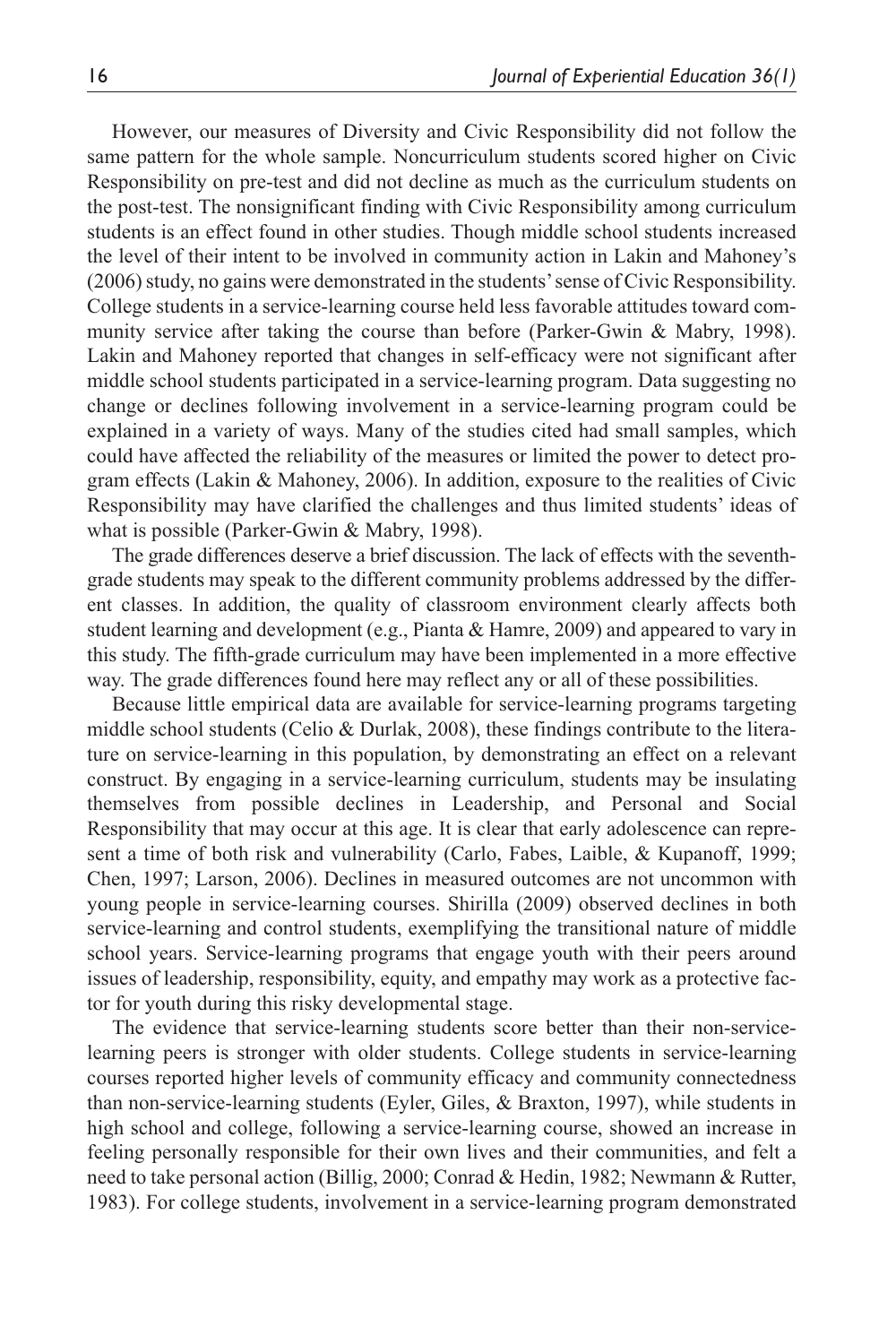However, our measures of Diversity and Civic Responsibility did not follow the same pattern for the whole sample. Noncurriculum students scored higher on Civic Responsibility on pre-test and did not decline as much as the curriculum students on the post-test. The nonsignificant finding with Civic Responsibility among curriculum students is an effect found in other studies. Though middle school students increased the level of their intent to be involved in community action in Lakin and Mahoney's (2006) study, no gains were demonstrated in the students' sense of Civic Responsibility. College students in a service-learning course held less favorable attitudes toward community service after taking the course than before (Parker-Gwin & Mabry, 1998). Lakin and Mahoney reported that changes in self-efficacy were not significant after middle school students participated in a service-learning program. Data suggesting no change or declines following involvement in a service-learning program could be explained in a variety of ways. Many of the studies cited had small samples, which could have affected the reliability of the measures or limited the power to detect program effects (Lakin & Mahoney, 2006). In addition, exposure to the realities of Civic Responsibility may have clarified the challenges and thus limited students' ideas of what is possible (Parker-Gwin & Mabry, 1998).

The grade differences deserve a brief discussion. The lack of effects with the seventh-grade students may speak to the different community problems addressed by the different classes. In addition, the quality of classroom environment clearly affects both student learning and development (e.g., Pianta & Hamre, 2009) and appeared to vary in this study. The fifth-grade curriculum may have been implemented in a more effective way. The grade differences found here may reflect any or all of these possibilities.

Because little empirical data are available for service-learning programs targeting middle school students (Celio & Durlak, 2008), these findings contribute to the literature on service-learning in this population, by demonstrating an effect on a relevant construct. By engaging in a service-learning curriculum, students may be insulating themselves from possible declines in Leadership, and Personal and Social Responsibility that may occur at this age. It is clear that early adolescence can represent a time of both risk and vulnerability (Carlo, Fabes, Laible, & Kupanoff, 1999; Chen, 1997; Larson, 2006). Declines in measured outcomes are not uncommon with young people in service-learning courses. Shirilla (2009) observed declines in both service-learning and control students, exemplifying the transitional nature of middle school years. Service-learning programs that engage youth with their peers around issues of leadership, responsibility, equity, and empathy may work as a protective factor for youth during this risky developmental stage.

The evidence that service-learning students score better than their non-service-learning peers is stronger with older students. College students in service-learning courses reported higher levels of community efficacy and community connectedness than non-service-learning students (Eyler, Giles, & Braxton, 1997), while students in high school and college, following a service-learning course, showed an increase in feeling personally responsible for their own lives and their communities, and felt a need to take personal action (Billig, 2000; Conrad & Hedin, 1982; Newmann & Rutter, 1983). For college students, involvement in a service-learning program demonstrated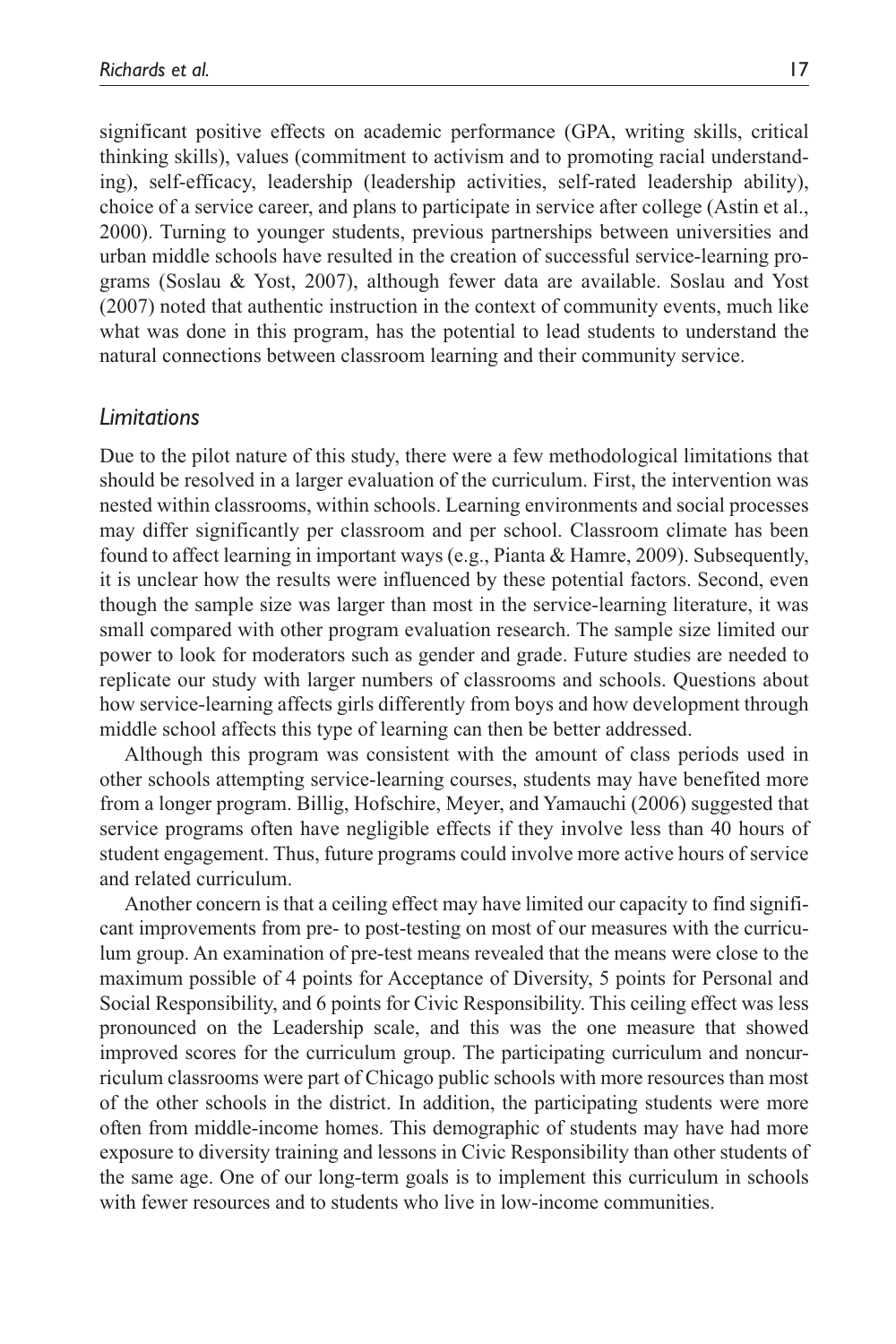significant positive effects on academic performance (GPA, writing skills, critical thinking skills), values (commitment to activism and to promoting racial understanding), self-efficacy, leadership (leadership activities, self-rated leadership ability), choice of a service career, and plans to participate in service after college (Astin et al., 2000). Turning to younger students, previous partnerships between universities and urban middle schools have resulted in the creation of successful service-learning programs (Soslau & Yost, 2007), although fewer data are available. Soslau and Yost (2007) noted that authentic instruction in the context of community events, much like what was done in this program, has the potential to lead students to understand the natural connections between classroom learning and their community service.

### *Limitations*

Due to the pilot nature of this study, there were a few methodological limitations that should be resolved in a larger evaluation of the curriculum. First, the intervention was nested within classrooms, within schools. Learning environments and social processes may differ significantly per classroom and per school. Classroom climate has been found to affect learning in important ways (e.g., Pianta & Hamre, 2009). Subsequently, it is unclear how the results were influenced by these potential factors. Second, even though the sample size was larger than most in the service-learning literature, it was small compared with other program evaluation research. The sample size limited our power to look for moderators such as gender and grade. Future studies are needed to replicate our study with larger numbers of classrooms and schools. Questions about how service-learning affects girls differently from boys and how development through middle school affects this type of learning can then be better addressed.

Although this program was consistent with the amount of class periods used in other schools attempting service-learning courses, students may have benefited more from a longer program. Billig, Hofschire, Meyer, and Yamauchi (2006) suggested that service programs often have negligible effects if they involve less than 40 hours of student engagement. Thus, future programs could involve more active hours of service and related curriculum.

Another concern is that a ceiling effect may have limited our capacity to find significant improvements from pre- to post-testing on most of our measures with the curriculum group. An examination of pre-test means revealed that the means were close to the maximum possible of 4 points for Acceptance of Diversity, 5 points for Personal and Social Responsibility, and 6 points for Civic Responsibility. This ceiling effect was less pronounced on the Leadership scale, and this was the one measure that showed improved scores for the curriculum group. The participating curriculum and noncurriculum classrooms were part of Chicago public schools with more resources than most of the other schools in the district. In addition, the participating students were more often from middle-income homes. This demographic of students may have had more exposure to diversity training and lessons in Civic Responsibility than other students of the same age. One of our long-term goals is to implement this curriculum in schools with fewer resources and to students who live in low-income communities.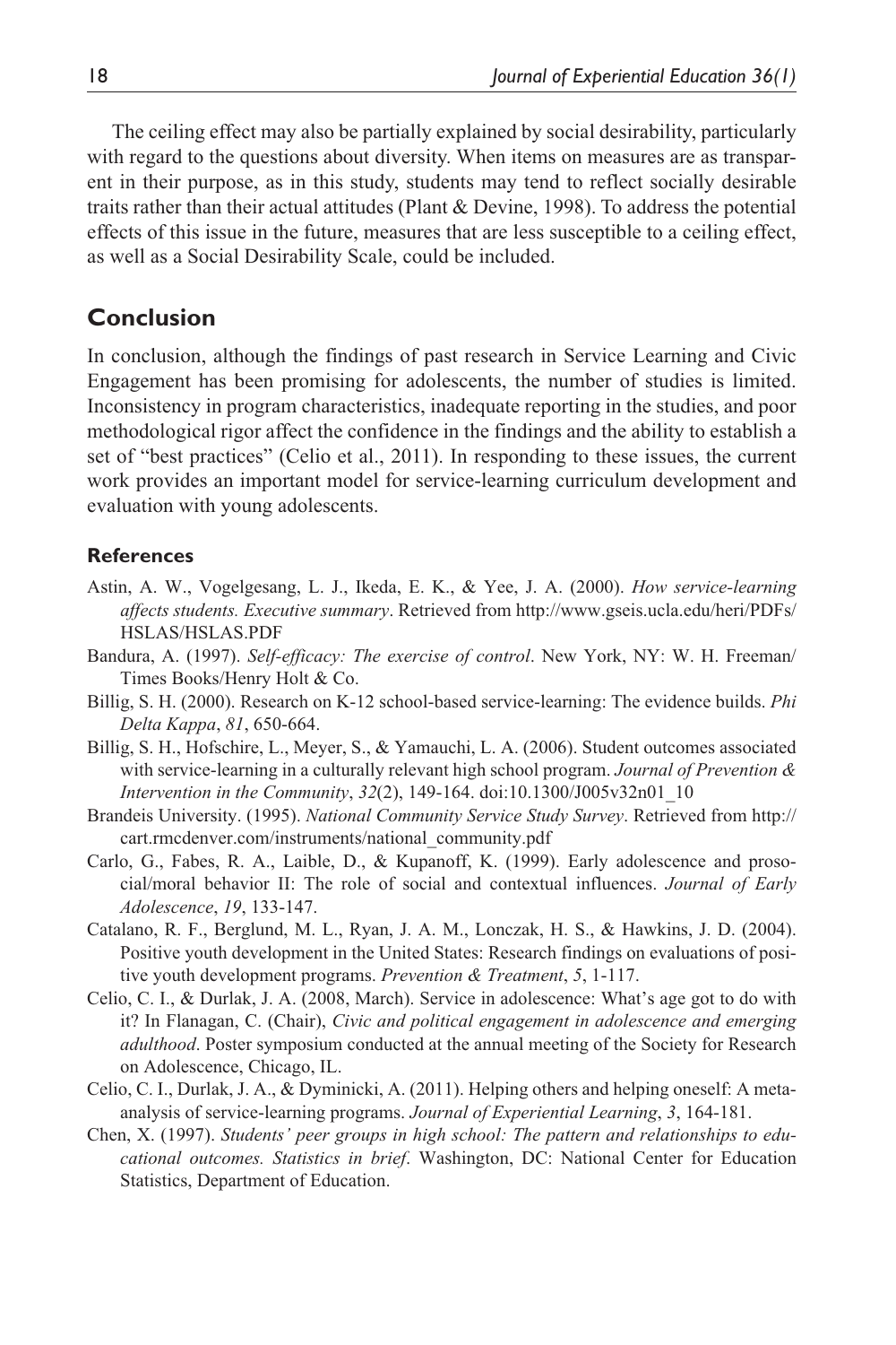The ceiling effect may also be partially explained by social desirability, particularly with regard to the questions about diversity. When items on measures are as transparent in their purpose, as in this study, students may tend to reflect socially desirable traits rather than their actual attitudes (Plant & Devine, 1998). To address the potential effects of this issue in the future, measures that are less susceptible to a ceiling effect, as well as a Social Desirability Scale, could be included.

## Conclusion

In conclusion, although the findings of past research in Service Learning and Civic Engagement has been promising for adolescents, the number of studies is limited. Inconsistency in program characteristics, inadequate reporting in the studies, and poor methodological rigor affect the confidence in the findings and the ability to establish a set of "best practices" (Celio et al., 2011). In responding to these issues, the current work provides an important model for service-learning curriculum development and evaluation with young adolescents.

### References

Astin, A. W., Vogelgesang, L. J., Ikeda, E. K., & Yee, J. A. (2000). *How service-learning affects students. Executive summary*. Retrieved from http://www.gseis.ucla.edu/heri/PDFs/HSLAS/HSLAS.PDF

Bandura, A. (1997). *Self-efficacy: The exercise of control*. New York, NY: W. H. Freeman/Times Books/Henry Holt & Co.

Billig, S. H. (2000). Research on K-12 school-based service-learning: The evidence builds. *Phi Delta Kappa*, *81*, 650-664.

Billig, S. H., Hofschire, L., Meyer, S., & Yamauchi, L. A. (2006). Student outcomes associated with service-learning in a culturally relevant high school program. *Journal of Prevention & Intervention in the Community*, *32*(2), 149-164. doi:10.1300/J005v32n01_10

Brandeis University. (1995). *National Community Service Study Survey*. Retrieved from http://cart.rmcdenver.com/instruments/national_community.pdf

Carlo, G., Fabes, R. A., Laible, D., & Kupanoff, K. (1999). Early adolescence and prosocial/moral behavior II: The role of social and contextual influences. *Journal of Early Adolescence*, *19*, 133-147.

Catalano, R. F., Berglund, M. L., Ryan, J. A. M., Lonczak, H. S., & Hawkins, J. D. (2004). Positive youth development in the United States: Research findings on evaluations of positive youth development programs. *Prevention & Treatment*, *5*, 1-117.

Celio, C. I., & Durlak, J. A. (2008, March). Service in adolescence: What's age got to do with it? In Flanagan, C. (Chair), *Civic and political engagement in adolescence and emerging adulthood*. Poster symposium conducted at the annual meeting of the Society for Research on Adolescence, Chicago, IL.

Celio, C. I., Durlak, J. A., & Dyminicki, A. (2011). Helping others and helping oneself: A meta-analysis of service-learning programs. *Journal of Experiential Learning*, *3*, 164-181.

Chen, X. (1997). *Students' peer groups in high school: The pattern and relationships to educational outcomes. Statistics in brief*. Washington, DC: National Center for Education Statistics, Department of Education.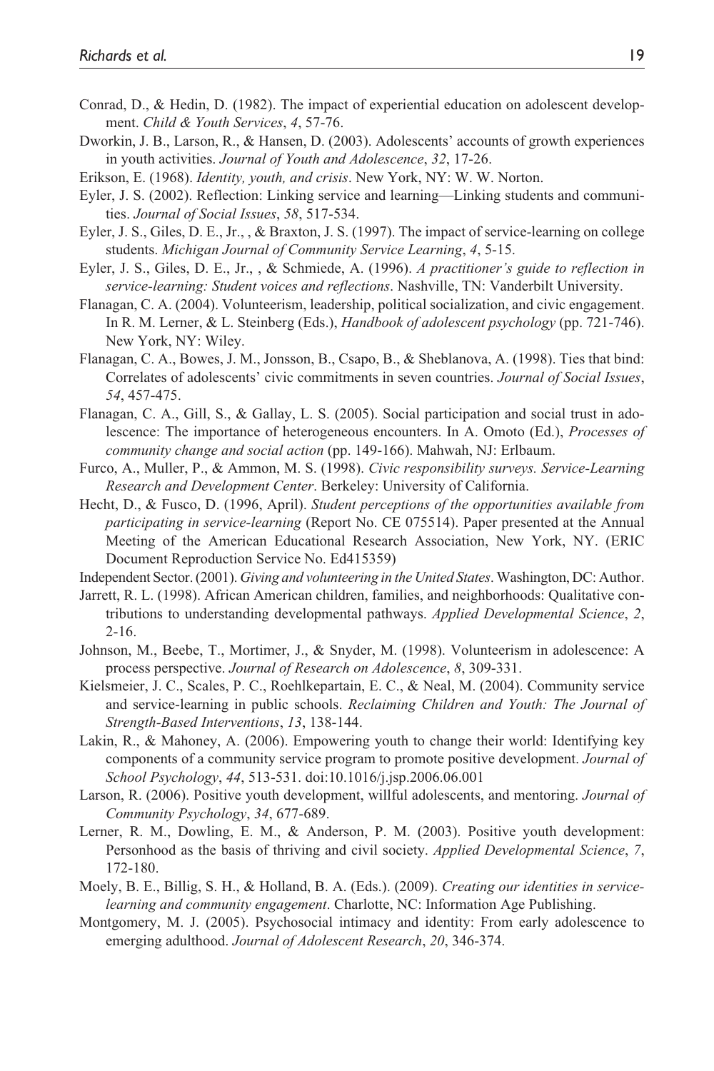Conrad, D., & Hedin, D. (1982). The impact of experiential education on adolescent development. *Child & Youth Services*, *4*, 57-76.

Dworkin, J. B., Larson, R., & Hansen, D. (2003). Adolescents' accounts of growth experiences in youth activities. *Journal of Youth and Adolescence*, *32*, 17-26.

Erikson, E. (1968). *Identity, youth, and crisis*. New York, NY: W. W. Norton.

Eyler, J. S. (2002). Reflection: Linking service and learning—Linking students and communities. *Journal of Social Issues*, *58*, 517-534.

Eyler, J. S., Giles, D. E., Jr., , & Braxton, J. S. (1997). The impact of service-learning on college students. *Michigan Journal of Community Service Learning*, *4*, 5-15.

Eyler, J. S., Giles, D. E., Jr., , & Schmiede, A. (1996). *A practitioner's guide to reflection in service-learning: Student voices and reflections*. Nashville, TN: Vanderbilt University.

Flanagan, C. A. (2004). Volunteerism, leadership, political socialization, and civic engagement. In R. M. Lerner, & L. Steinberg (Eds.), *Handbook of adolescent psychology* (pp. 721-746). New York, NY: Wiley.

Flanagan, C. A., Bowes, J. M., Jonsson, B., Csapo, B., & Sheblanova, A. (1998). Ties that bind: Correlates of adolescents' civic commitments in seven countries. *Journal of Social Issues*, *54*, 457-475.

Flanagan, C. A., Gill, S., & Gallay, L. S. (2005). Social participation and social trust in adolescence: The importance of heterogeneous encounters. In A. Omoto (Ed.), *Processes of community change and social action* (pp. 149-166). Mahwah, NJ: Erlbaum.

Furco, A., Muller, P., & Ammon, M. S. (1998). *Civic responsibility surveys. Service-Learning Research and Development Center*. Berkeley: University of California.

Hecht, D., & Fusco, D. (1996, April). *Student perceptions of the opportunities available from participating in service-learning* (Report No. CE 075514). Paper presented at the Annual Meeting of the American Educational Research Association, New York, NY. (ERIC Document Reproduction Service No. Ed415359)

Independent Sector. (2001). *Giving and volunteering in the United States*. Washington, DC: Author.

Jarrett, R. L. (1998). African American children, families, and neighborhoods: Qualitative contributions to understanding developmental pathways. *Applied Developmental Science*, *2*, 2-16.

Johnson, M., Beebe, T., Mortimer, J., & Snyder, M. (1998). Volunteerism in adolescence: A process perspective. *Journal of Research on Adolescence*, *8*, 309-331.

Kielsmeier, J. C., Scales, P. C., Roehlkepartain, E. C., & Neal, M. (2004). Community service and service-learning in public schools. *Reclaiming Children and Youth: The Journal of Strength-Based Interventions*, *13*, 138-144.

Lakin, R., & Mahoney, A. (2006). Empowering youth to change their world: Identifying key components of a community service program to promote positive development. *Journal of School Psychology*, *44*, 513-531. doi:10.1016/j.jsp.2006.06.001

Larson, R. (2006). Positive youth development, willful adolescents, and mentoring. *Journal of Community Psychology*, *34*, 677-689.

Lerner, R. M., Dowling, E. M., & Anderson, P. M. (2003). Positive youth development: Personhood as the basis of thriving and civil society. *Applied Developmental Science*, *7*, 172-180.

Moely, B. E., Billig, S. H., & Holland, B. A. (Eds.). (2009). *Creating our identities in service-learning and community engagement*. Charlotte, NC: Information Age Publishing.

Montgomery, M. J. (2005). Psychosocial intimacy and identity: From early adolescence to emerging adulthood. *Journal of Adolescent Research*, *20*, 346-374.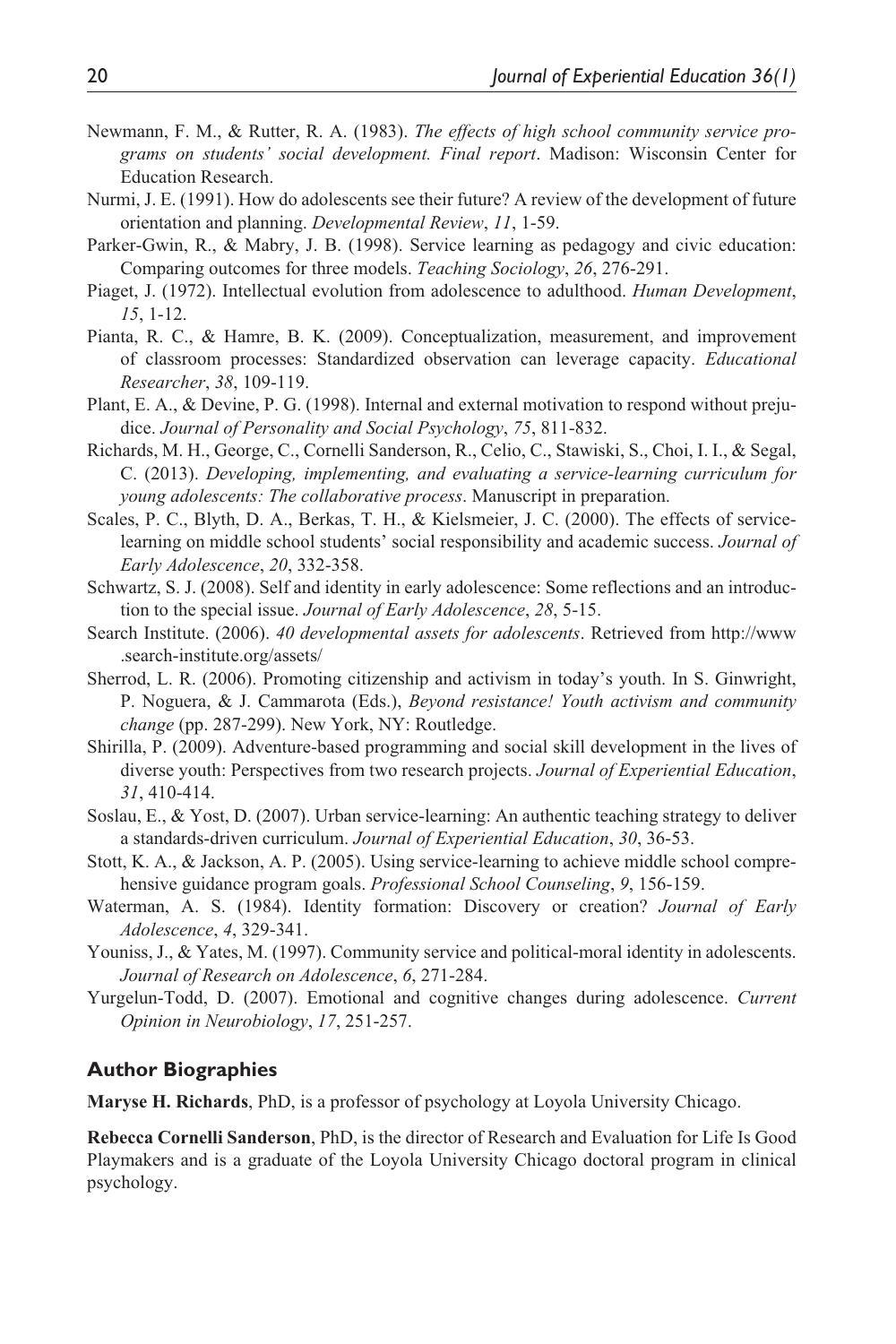Newmann, F. M., & Rutter, R. A. (1983). *The effects of high school community service programs on students' social development. Final report*. Madison: Wisconsin Center for Education Research.

Nurmi, J. E. (1991). How do adolescents see their future? A review of the development of future orientation and planning. *Developmental Review*, *11*, 1-59.

Parker-Gwin, R., & Mabry, J. B. (1998). Service learning as pedagogy and civic education: Comparing outcomes for three models. *Teaching Sociology*, *26*, 276-291.

Piaget, J. (1972). Intellectual evolution from adolescence to adulthood. *Human Development*, *15*, 1-12.

Pianta, R. C., & Hamre, B. K. (2009). Conceptualization, measurement, and improvement of classroom processes: Standardized observation can leverage capacity. *Educational Researcher*, *38*, 109-119.

Plant, E. A., & Devine, P. G. (1998). Internal and external motivation to respond without prejudice. *Journal of Personality and Social Psychology*, *75*, 811-832.

Richards, M. H., George, C., Cornelli Sanderson, R., Celio, C., Stawiski, S., Choi, I. I., & Segal, C. (2013). *Developing, implementing, and evaluating a service-learning curriculum for young adolescents: The collaborative process*. Manuscript in preparation.

Scales, P. C., Blyth, D. A., Berkas, T. H., & Kielsmeier, J. C. (2000). The effects of service-learning on middle school students' social responsibility and academic success. *Journal of Early Adolescence*, *20*, 332-358.

Schwartz, S. J. (2008). Self and identity in early adolescence: Some reflections and an introduction to the special issue. *Journal of Early Adolescence*, *28*, 5-15.

Search Institute. (2006). *40 developmental assets for adolescents*. Retrieved from http://www.search-institute.org/assets/

Sherrod, L. R. (2006). Promoting citizenship and activism in today's youth. In S. Ginwright, P. Noguera, & J. Cammarota (Eds.), *Beyond resistance! Youth activism and community change* (pp. 287-299). New York, NY: Routledge.

Shirilla, P. (2009). Adventure-based programming and social skill development in the lives of diverse youth: Perspectives from two research projects. *Journal of Experiential Education*, *31*, 410-414.

Soslau, E., & Yost, D. (2007). Urban service-learning: An authentic teaching strategy to deliver a standards-driven curriculum. *Journal of Experiential Education*, *30*, 36-53.

Stott, K. A., & Jackson, A. P. (2005). Using service-learning to achieve middle school comprehensive guidance program goals. *Professional School Counseling*, *9*, 156-159.

Waterman, A. S. (1984). Identity formation: Discovery or creation? *Journal of Early Adolescence*, *4*, 329-341.

Youniss, J., & Yates, M. (1997). Community service and political-moral identity in adolescents. *Journal of Research on Adolescence*, *6*, 271-284.

Yurgelun-Todd, D. (2007). Emotional and cognitive changes during adolescence. *Current Opinion in Neurobiology*, *17*, 251-257.

### Author Biographies

**Maryse H. Richards**, PhD, is a professor of psychology at Loyola University Chicago.

**Rebecca Cornelli Sanderson**, PhD, is the director of Research and Evaluation for Life Is Good Playmakers and is a graduate of the Loyola University Chicago doctoral program in clinical psychology.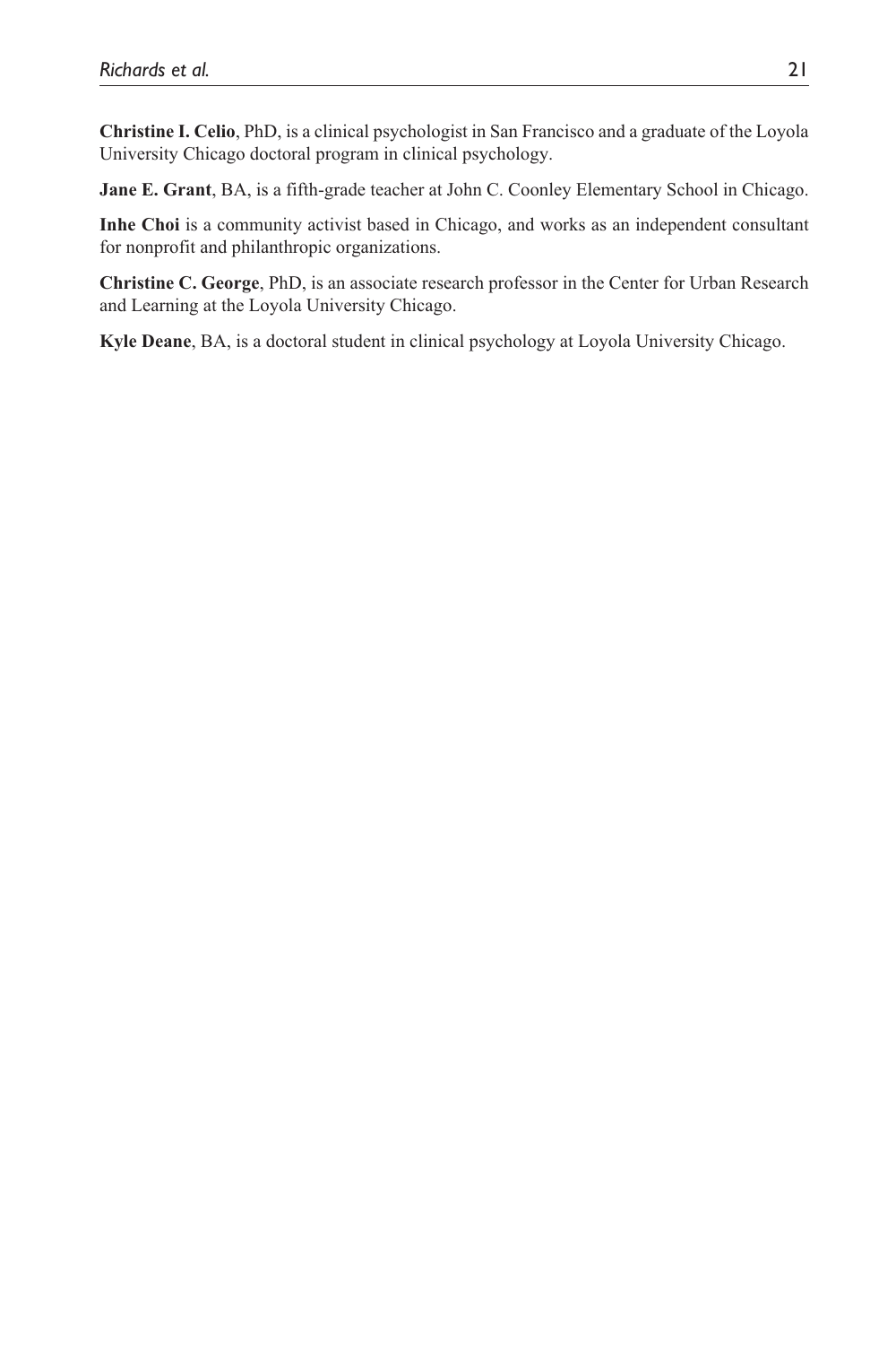**Christine I. Celio**, PhD, is a clinical psychologist in San Francisco and a graduate of the Loyola University Chicago doctoral program in clinical psychology.

**Jane E. Grant**, BA, is a fifth-grade teacher at John C. Coonley Elementary School in Chicago.

**Inhe Choi** is a community activist based in Chicago, and works as an independent consultant for nonprofit and philanthropic organizations.

**Christine C. George**, PhD, is an associate research professor in the Center for Urban Research and Learning at the Loyola University Chicago.

**Kyle Deane**, BA, is a doctoral student in clinical psychology at Loyola University Chicago.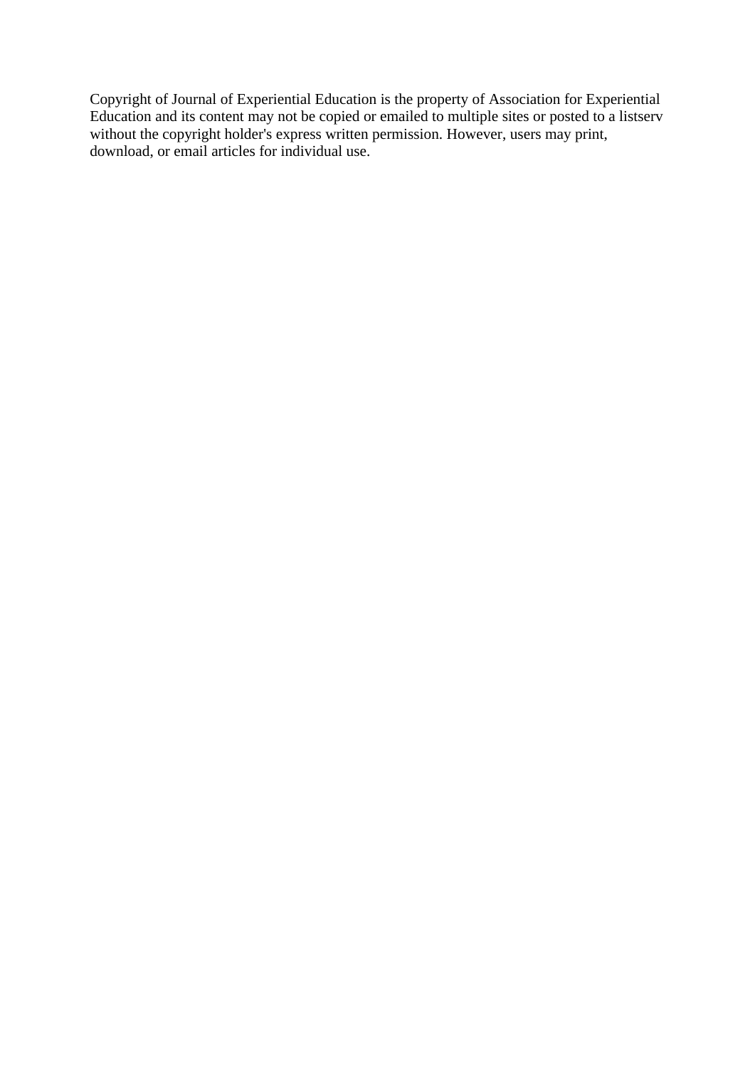Copyright of Journal of Experiential Education is the property of Association for Experiential Education and its content may not be copied or emailed to multiple sites or posted to a listserv without the copyright holder's express written permission. However, users may print, download, or email articles for individual use.